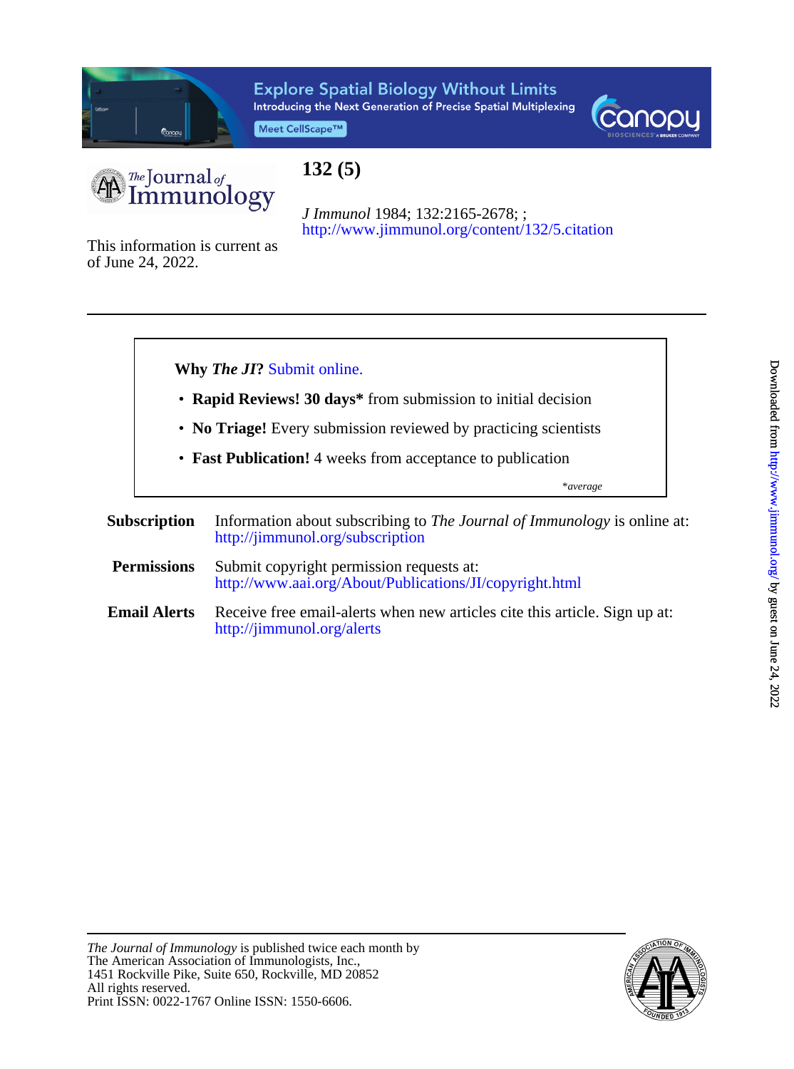# 132 (5)

*J Immunol* 1984; 132:2165-2678; ;
http://www.jimmunol.org/content/132/5.citation

This information is current as of June 24, 2022.

**Why *The JI*?** Submit online.

- **Rapid Reviews! 30 days*** from submission to initial decision
- **No Triage!** Every submission reviewed by practicing scientists
- **Fast Publication!** 4 weeks from acceptance to publication

*\*average*

**Subscription** Information about subscribing to *The Journal of Immunology* is online at: http://jimmunol.org/subscription

**Permissions** Submit copyright permission requests at: http://www.aai.org/About/Publications/JI/copyright.html

**Email Alerts** Receive free email-alerts when new articles cite this article. Sign up at: http://jimmunol.org/alerts

*The Journal of Immunology* is published twice each month by
The American Association of Immunologists, Inc.,
1451 Rockville Pike, Suite 650, Rockville, MD 20852
All rights reserved.
Print ISSN: 0022-1767 Online ISSN: 1550-6606.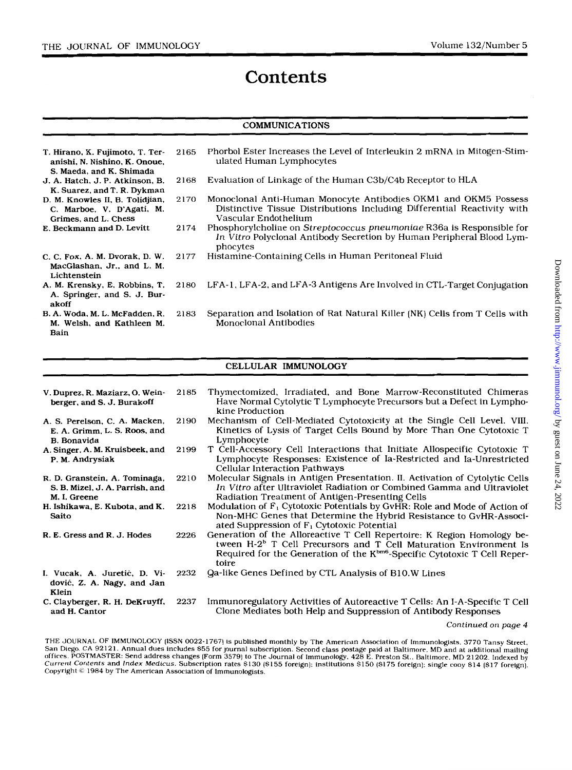# Contents

## COMMUNICATIONS

| Authors | Page | Title |
|---|---|---|
| T. Hirano, K. Fujimoto, T. Teranishi, N. Nishino, K. Onoue, S. Maeda, and K. Shimada | 2165 | Phorbol Ester Increases the Level of Interleukin 2 mRNA in Mitogen-Stimulated Human Lymphocytes |
| J. A. Hatch, J. P. Atkinson, B. K. Suarez, and T. R. Dykman | 2168 | Evaluation of Linkage of the Human C3b/C4b Receptor to HLA |
| D. M. Knowles II, B. Tolidjian, C. Marboe, V. D'Agati, M. Grimes, and L. Chess | 2170 | Monoclonal Anti-Human Monocyte Antibodies OKM1 and OKM5 Possess Distinctive Tissue Distributions Including Differential Reactivity with Vascular Endothelium |
| E. Beckmann and D. Levitt | 2174 | Phosphorylcholine on *Streptococcus pneumoniae* R36a is Responsible for *In Vitro* Polyclonal Antibody Secretion by Human Peripheral Blood Lymphocytes |
| C. C. Fox, A. M. Dvorak, D. W. MacGlashan, Jr., and L. M. Lichtenstein | 2177 | Histamine-Containing Cells in Human Peritoneal Fluid |
| A. M. Krensky, E. Robbins, T. A. Springer, and S. J. Burakoff | 2180 | LFA-1, LFA-2, and LFA-3 Antigens Are Involved in CTL-Target Conjugation |
| B. A. Woda, M. L. McFadden, R. M. Welsh, and Kathleen M. Bain | 2183 | Separation and Isolation of Rat Natural Killer (NK) Cells from T Cells with Monoclonal Antibodies |

## CELLULAR IMMUNOLOGY

| Authors | Page | Title |
|---|---|---|
| V. Duprez, R. Maziarz, O. Weinberger, and S. J. Burakoff | 2185 | Thymectomized, Irradiated, and Bone Marrow-Reconstituted Chimeras Have Normal Cytolytic T Lymphocyte Precursors but a Defect in Lymphokine Production |
| A. S. Perelson, C. A. Macken, E. A. Grimm, L. S. Roos, and B. Bonavida | 2190 | Mechanism of Cell-Mediated Cytotoxicity at the Single Cell Level. VIII. Kinetics of Lysis of Target Cells Bound by More Than One Cytotoxic T Lymphocyte |
| A. Singer, A. M. Kruisbeek, and P. M. Andrysiak | 2199 | T Cell-Accessory Cell Interactions that Initiate Allospecific Cytotoxic T Lymphocyte Responses: Existence of Ia-Restricted and Ia-Unrestricted Cellular Interaction Pathways |
| R. D. Granstein, A. Tominaga, S. B. Mizel, J. A. Parrish, and M. I. Greene | 2210 | Molecular Signals in Antigen Presentation. II. Activation of Cytolytic Cells *In Vitro* after Ultraviolet Radiation or Combined Gamma and Ultraviolet Radiation Treatment of Antigen-Presenting Cells |
| H. Ishikawa, E. Kubota, and K. Saito | 2218 | Modulation of $F_1$ Cytotoxic Potentials by GvHR: Role and Mode of Action of Non-MHC Genes that Determine the Hybrid Resistance to GvHR-Associated Suppression of $F_1$ Cytotoxic Potential |
| R. E. Gress and R. J. Hodes | 2226 | Generation of the Alloreactive T Cell Repertoire: K Region Homology between H-$2^b$ T Cell Precursors and T Cell Maturation Environment Is Required for the Generation of the $K^{bm6}$-Specific Cytotoxic T Cell Repertoire |
| I. Vucak, A. Juretić, D. Vidović, Z. A. Nagy, and Jan Klein | 2232 | Qa-like Genes Defined by CTL Analysis of B10.W Lines |
| C. Clayberger, R. H. DeKruyff, and H. Cantor | 2237 | Immunoregulatory Activities of Autoreactive T Cells: An I-A-Specific T Cell Clone Mediates both Help and Suppression of Antibody Responses |

*Continued on page 4*

THE JOURNAL OF IMMUNOLOGY (ISSN 0022-1767) is published monthly by The American Association of Immunologists, 3770 Tansy Street, San Diego, CA 92121. Annual dues includes $55 for journal subscription. Second class postage paid at Baltimore, MD and at additional mailing offices. POSTMASTER: Send address changes (Form 3579) to The Journal of Immunology, 428 E. Preston St., Baltimore, MD 21202. Indexed by *Current Contents* and *Index Medicus*. Subscription rates $130 ($155 foreign); institutions $150 ($175 foreign); single copy $14 ($17 foreign). Copyright © 1984 by The American Association of Immunologists.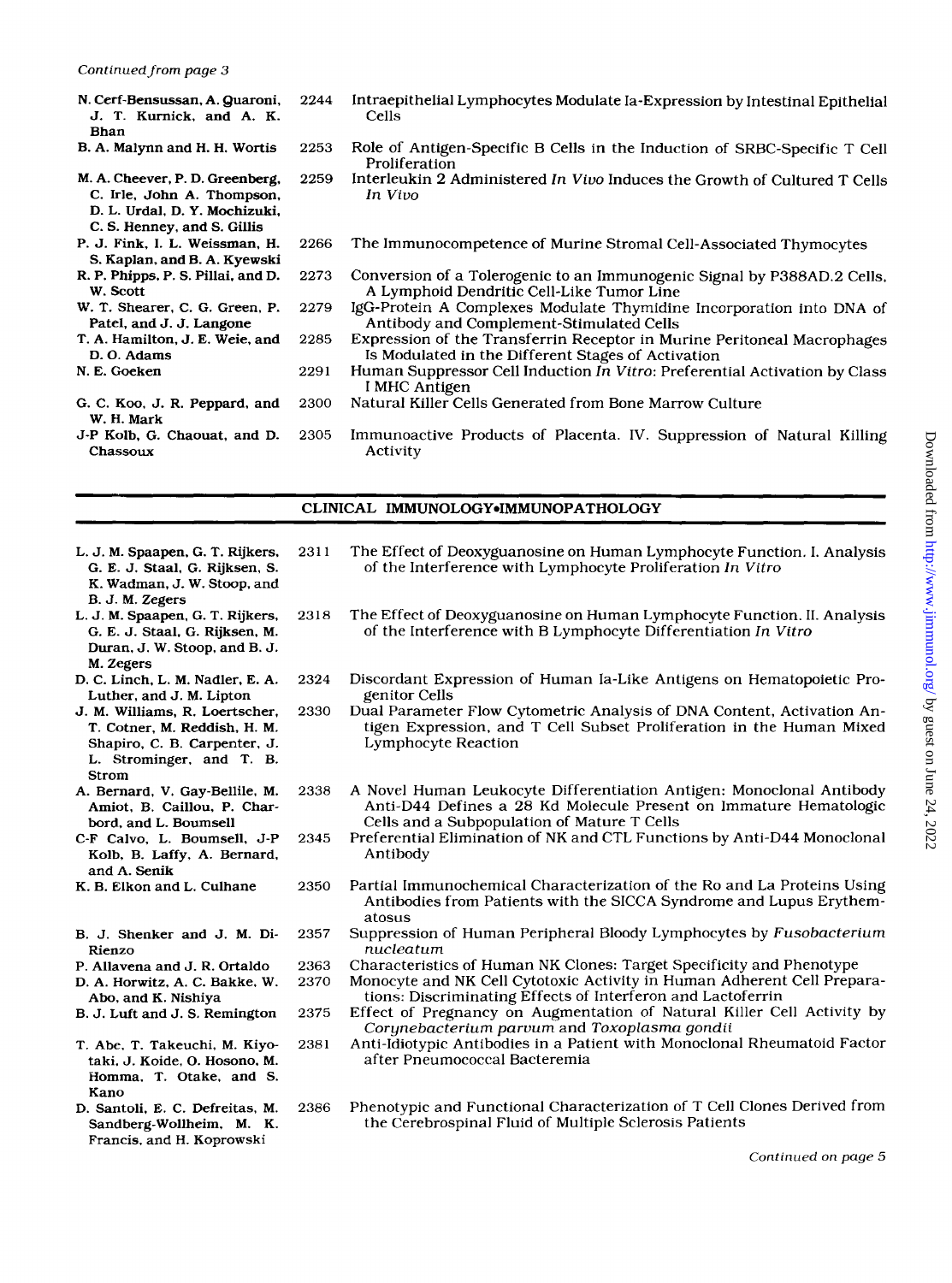*Continued from page 3*

| | | |
|---|---|---|
| N. Cerf-Bensussan, A. Quaroni, J. T. Kurnick, and A. K. Bhan | 2244 | Intraepithelial Lymphocytes Modulate Ia-Expression by Intestinal Epithelial Cells |
| B. A. Malynn and H. H. Wortis | 2253 | Role of Antigen-Specific B Cells in the Induction of SRBC-Specific T Cell Proliferation |
| M. A. Cheever, P. D. Greenberg, C. Irle, John A. Thompson, D. L. Urdal, D. Y. Mochizuki, C. S. Henney, and S. Gillis | 2259 | Interleukin 2 Administered *In Vivo* Induces the Growth of Cultured T Cells *In Vivo* |
| P. J. Fink, I. L. Weissman, H. S. Kaplan, and B. A. Kyewski | 2266 | The Immunocompetence of Murine Stromal Cell-Associated Thymocytes |
| R. P. Phipps, P. S. Pillai, and D. W. Scott | 2273 | Conversion of a Tolerogenic to an Immunogenic Signal by P388AD.2 Cells, A Lymphoid Dendritic Cell-Like Tumor Line |
| W. T. Shearer, C. G. Green, P. Patel, and J. J. Langone | 2279 | IgG-Protein A Complexes Modulate Thymidine Incorporation into DNA of Antibody and Complement-Stimulated Cells |
| T. A. Hamilton, J. E. Weie, and D. O. Adams | 2285 | Expression of the Transferrin Receptor in Murine Peritoneal Macrophages Is Modulated in the Different Stages of Activation |
| N. E. Goeken | 2291 | Human Suppressor Cell Induction *In Vitro*: Preferential Activation by Class I MHC Antigen |
| G. C. Koo, J. R. Peppard, and W. H. Mark | 2300 | Natural Killer Cells Generated from Bone Marrow Culture |
| J-P Kolb, G. Chaouat, and D. Chassoux | 2305 | Immunoactive Products of Placenta. IV. Suppression of Natural Killing Activity |

## CLINICAL IMMUNOLOGY•IMMUNOPATHOLOGY

| | | |
|---|---|---|
| L. J. M. Spaapen, G. T. Rijkers, G. E. J. Staal, G. Rijksen, S. K. Wadman, J. W. Stoop, and B. J. M. Zegers | 2311 | The Effect of Deoxyguanosine on Human Lymphocyte Function. I. Analysis of the Interference with Lymphocyte Proliferation *In Vitro* |
| L. J. M. Spaapen, G. T. Rijkers, G. E. J. Staal, G. Rijksen, B. J. Duran, J. W. Stoop, and B. J. M. Zegers | 2318 | The Effect of Deoxyguanosine on Human Lymphocyte Function. II. Analysis of the Interference with B Lymphocyte Differentiation *In Vitro* |
| D. C. Linch, L. M. Nadler, E. A. Luther, and J. M. Lipton | 2324 | Discordant Expression of Human Ia-Like Antigens on Hematopoietic Progenitor Cells |
| J. M. Williams, R. Loertscher, T. Cotner, M. Reddish, H. M. Shapiro, C. B. Carpenter, J. L. Strominger, and T. B. Strom | 2330 | Dual Parameter Flow Cytometric Analysis of DNA Content, Activation Antigen Expression, and T Cell Subset Proliferation in the Human Mixed Lymphocyte Reaction |
| A. Bernard, V. Gay-Bellile, M. Amiot, B. Caillou, P. Charbord, and L. Boumsell | 2338 | A Novel Human Leukocyte Differentiation Antigen: Monoclonal Antibody Anti-D44 Defines a 28 Kd Molecule Present on Immature Hematologic Cells and a Subpopulation of Mature T Cells |
| C-F Calvo, L. Boumsell, J-P Kolb, B. Laffy, A. Bernard, and A. Senik | 2345 | Preferential Elimination of NK and CTL Functions by Anti-D44 Monoclonal Antibody |
| K. B. Elkon and L. Culhane | 2350 | Partial Immunochemical Characterization of the Ro and La Proteins Using Antibodies from Patients with the SICCA Syndrome and Lupus Erythematosus |
| B. J. Shenker and J. M. DiRienzo | 2357 | Suppression of Human Peripheral Bloody Lymphocytes by *Fusobacterium nucleatum* |
| P. Allavena and J. R. Ortaldo | 2363 | Characteristics of Human NK Clones: Target Specificity and Phenotype |
| D. A. Horwitz, A. C. Bakke, W. Abo, and K. Nishiya | 2370 | Monocyte and NK Cell Cytotoxic Activity in Human Adherent Cell Preparations: Discriminating Effects of Interferon and Lactoferrin |
| B. J. Luft and J. S. Remington | 2375 | Effect of Pregnancy on Augmentation of Natural Killer Cell Activity by *Corynebacterium parvum* and *Toxoplasma gondii* |
| T. Abe, T. Takeuchi, M. Kiyotaki, J. Koide, O. Hosono, M. Homma, T. Otake, and S. Kano | 2381 | Anti-Idiotypic Antibodies in a Patient with Monoclonal Rheumatoid Factor after Pneumococcal Bacteremia |
| D. Santoli, E. C. Defreitas, M. Sandberg-Wollheim, M. K. Francis, and H. Koprowski | 2386 | Phenotypic and Functional Characterization of T Cell Clones Derived from the Cerebrospinal Fluid of Multiple Sclerosis Patients |

*Continued on page 5*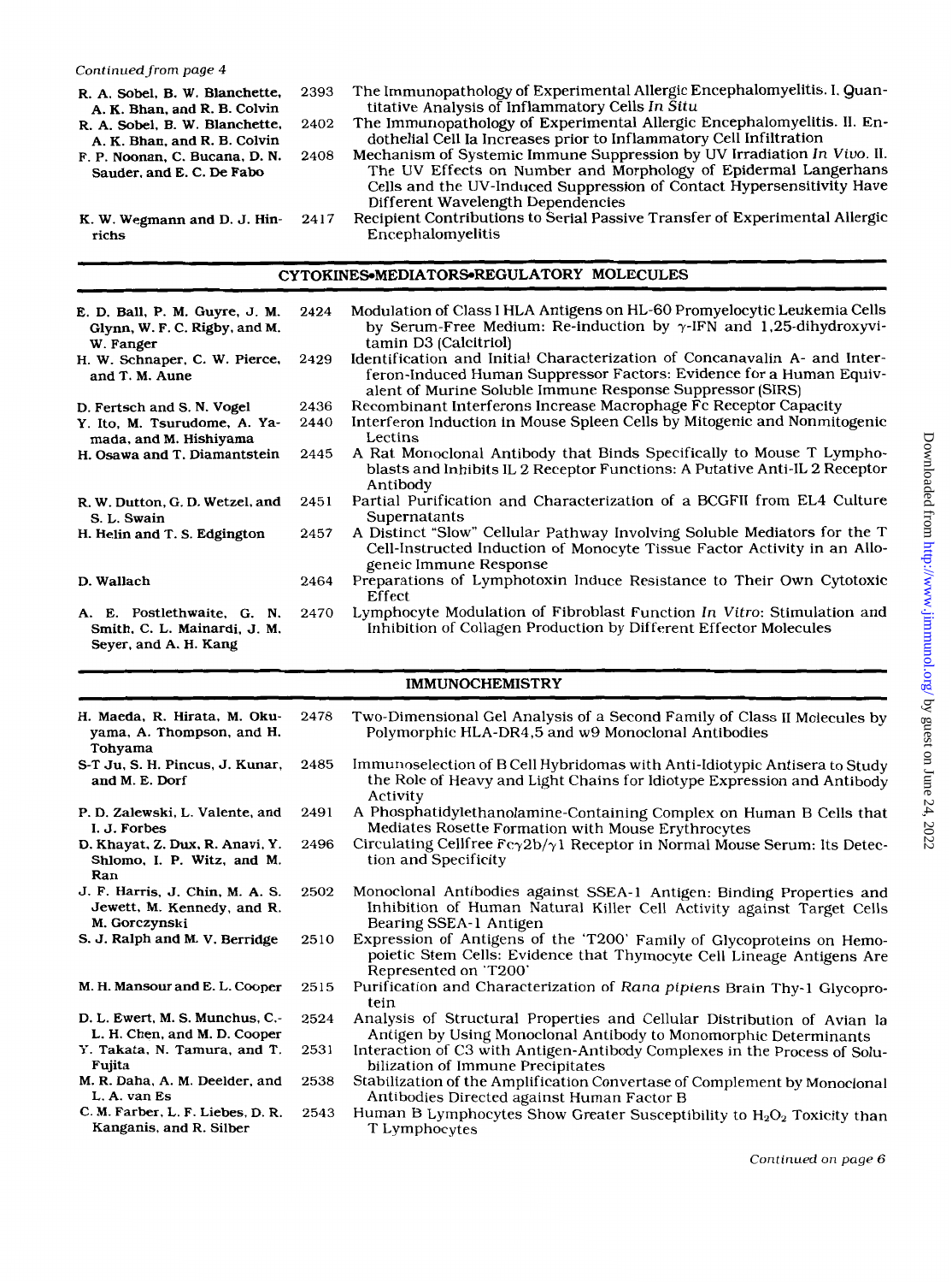*Continued from page 4*

| | | |
|---|---|---|
| R. A. Sobel, B. W. Blanchette, A. K. Bhan, and R. B. Colvin | 2393 | The Immunopathology of Experimental Allergic Encephalomyelitis. I. Quantitative Analysis of Inflammatory Cells *In Situ* |
| R. A. Sobel, B. W. Blanchette, A. K. Bhan, and R. B. Colvin | 2402 | The Immunopathology of Experimental Allergic Encephalomyelitis. II. Endothelial Cell Ia Increases prior to Inflammatory Cell Infiltration |
| F. P. Noonan, C. Bucana, D. N. Sauder, and E. C. De Fabo | 2408 | Mechanism of Systemic Immune Suppression by UV Irradiation *In Vivo*. II. The UV Effects on Number and Morphology of Epidermal Langerhans Cells and the UV-Induced Suppression of Contact Hypersensitivity Have Different Wavelength Dependencies |
| K. W. Wegmann and D. J. Hinrichs | 2417 | Recipient Contributions to Serial Passive Transfer of Experimental Allergic Encephalomyelitis |

## CYTOKINES•MEDIATORS•REGULATORY MOLECULES

| | | |
|---|---|---|
| E. D. Ball, P. M. Guyre, J. M. Glynn, W. F. C. Rigby, and M. W. Fanger | 2424 | Modulation of Class I HLA Antigens on HL-60 Promyelocytic Leukemia Cells by Serum-Free Medium: Re-induction by γ-IFN and 1,25-dihydroxyvitamin D3 (Calcitriol) |
| H. W. Schnaper, C. W. Pierce, and T. M. Aune | 2429 | Identification and Initial Characterization of Concanavalin A- and Interferon-Induced Human Suppressor Factors: Evidence for a Human Equivalent of Murine Soluble Immune Response Suppressor (SIRS) |
| D. Fertsch and S. N. Vogel | 2436 | Recombinant Interferons Increase Macrophage Fc Receptor Capacity |
| Y. Ito, M. Tsurudome, A. Yamada, and M. Hishiyama | 2440 | Interferon Induction in Mouse Spleen Cells by Mitogenic and Nonmitogenic Lectins |
| H. Osawa and T. Diamantstein | 2445 | A Rat Monoclonal Antibody that Binds Specifically to Mouse T Lymphoblasts and Inhibits IL 2 Receptor Functions: A Putative Anti-IL 2 Receptor Antibody |
| R. W. Dutton, G. D. Wetzel, and S. L. Swain | 2451 | Partial Purification and Characterization of a BCGFII from EL4 Culture Supernatants |
| H. Helin and T. S. Edgington | 2457 | A Distinct "Slow" Cellular Pathway Involving Soluble Mediators for the T Cell-Instructed Induction of Monocyte Tissue Factor Activity in an Allogeneic Immune Response |
| D. Wallach | 2464 | Preparations of Lymphotoxin Induce Resistance to Their Own Cytotoxic Effect |
| A. E. Postlethwaite, G. N. Smith, C. L. Mainardi, J. M. Seyer, and A. H. Kang | 2470 | Lymphocyte Modulation of Fibroblast Function *In Vitro*: Stimulation and Inhibition of Collagen Production by Different Effector Molecules |

## IMMUNOCHEMISTRY

| | | |
|---|---|---|
| H. Maeda, R. Hirata, M. Okuyama, A. Thompson, and H. Tohyama | 2478 | Two-Dimensional Gel Analysis of a Second Family of Class II Molecules by Polymorphic HLA-DR4,5 and w9 Monoclonal Antibodies |
| S-T Ju, S. H. Pincus, J. Kunar, and M. E. Dorf | 2485 | Immunoselection of B Cell Hybridomas with Anti-Idiotypic Antisera to Study the Role of Heavy and Light Chains for Idiotype Expression and Antibody Activity |
| P. D. Zalewski, L. Valente, and I. J. Forbes | 2491 | A Phosphatidylethanolamine-Containing Complex on Human B Cells that Mediates Rosette Formation with Mouse Erythrocytes |
| D. Khayat, Z. Dux, R. Anavi, Y. Shlomo, I. P. Witz, and M. Ran | 2496 | Circulating Cellfree Fcγ2b/γ1 Receptor in Normal Mouse Serum: Its Detection and Specificity |
| J. F. Harris, J. Chin, M. A. S. Jewett, M. Kennedy, and R. M. Gorczynski | 2502 | Monoclonal Antibodies against SSEA-1 Antigen: Binding Properties and Inhibition of Human Natural Killer Cell Activity against Target Cells Bearing SSEA-1 Antigen |
| S. J. Ralph and M. V. Berridge | 2510 | Expression of Antigens of the 'T200' Family of Glycoproteins on Hemopoietic Stem Cells: Evidence that Thymocyte Cell Lineage Antigens Are Represented on 'T200' |
| M. H. Mansour and E. L. Cooper | 2515 | Purification and Characterization of *Rana pipiens* Brain Thy-1 Glycoprotein |
| D. L. Ewert, M. S. Munchus, C.-L. H. Chen, and M. D. Cooper | 2524 | Analysis of Structural Properties and Cellular Distribution of Avian Ia Antigen by Using Monoclonal Antibody to Monomorphic Determinants |
| Y. Takata, N. Tamura, and T. Fujita | 2531 | Interaction of C3 with Antigen-Antibody Complexes in the Process of Solubilization of Immune Precipitates |
| M. R. Daha, A. M. Deelder, and L. A. van Es | 2538 | Stabilization of the Amplification Convertase of Complement by Monoclonal Antibodies Directed against Human Factor B |
| C. M. Farber, L. F. Liebes, D. R. Kanganis, and R. Silber | 2543 | Human B Lymphocytes Show Greater Susceptibility to $H_2O_2$ Toxicity than T Lymphocytes |

*Continued on page 6*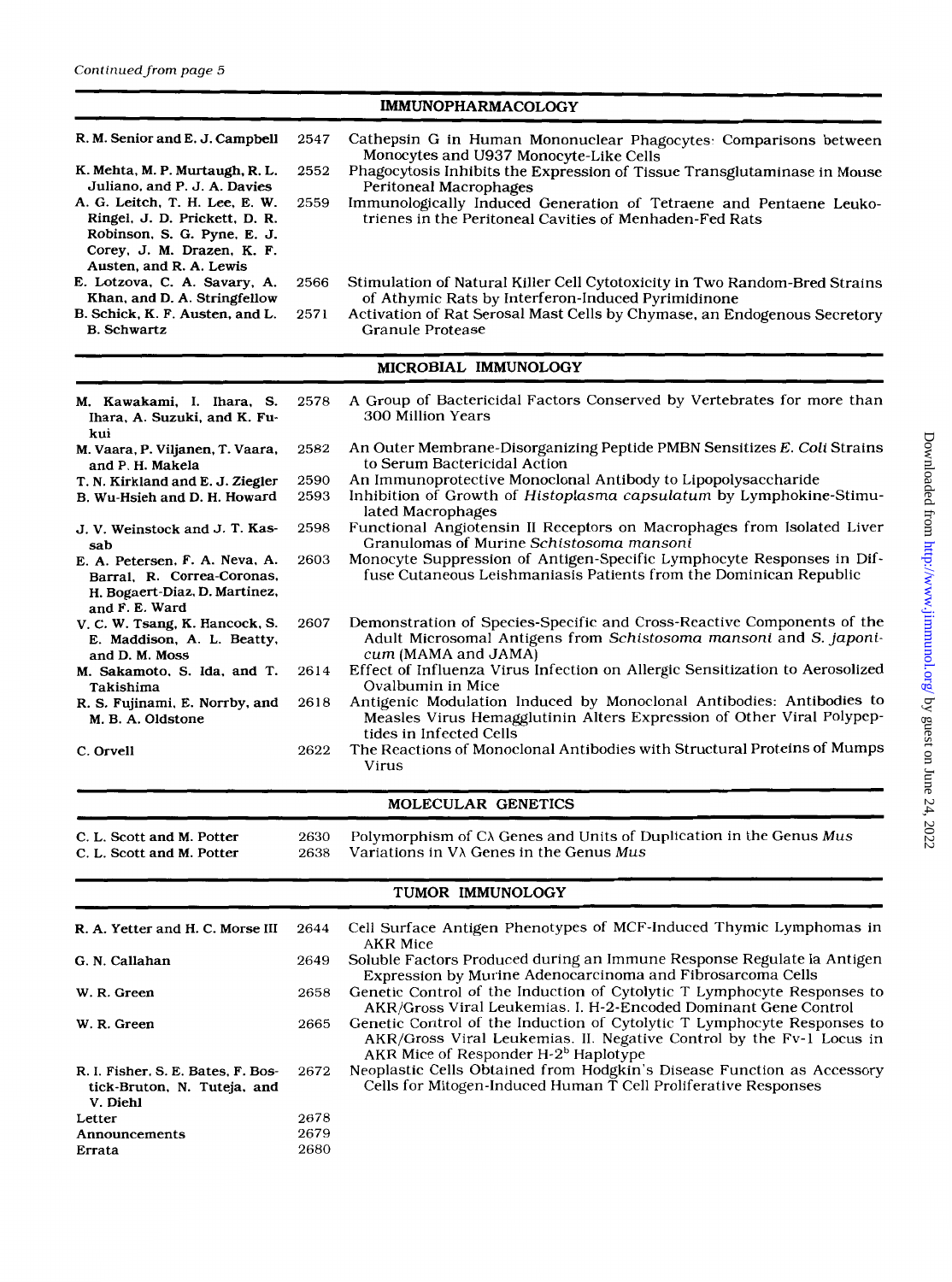*Continued from page 5*

## IMMUNOPHARMACOLOGY

| | | |
|---|---|---|
| R. M. Senior and E. J. Campbell | 2547 | Cathepsin G in Human Mononuclear Phagocytes: Comparisons between Monocytes and U937 Monocyte-Like Cells |
| K. Mehta, M. P. Murtaugh, R. L. Juliano, and P. J. A. Davies | 2552 | Phagocytosis Inhibits the Expression of Tissue Transglutaminase in Mouse Peritoneal Macrophages |
| A. G. Leitch, T. H. Lee, E. W. Ringel, J. D. Prickett, D. R. Robinson, S. G. Pyne, E. J. Corey, J. M. Drazen, K. F. Austen, and R. A. Lewis | 2559 | Immunologically Induced Generation of Tetraene and Pentaene Leukotrienes in the Peritoneal Cavities of Menhaden-Fed Rats |
| E. Lotzova, C. A. Savary, A. Khan, and D. A. Stringfellow | 2566 | Stimulation of Natural Killer Cell Cytotoxicity in Two Random-Bred Strains of Athymic Rats by Interferon-Induced Pyrimidinone |
| B. Schick, K. F. Austen, and L. B. Schwartz | 2571 | Activation of Rat Serosal Mast Cells by Chymase, an Endogenous Secretory Granule Protease |

## MICROBIAL IMMUNOLOGY

| | | |
|---|---|---|
| M. Kawakami, I. Ihara, S. Ihara, A. Suzuki, and K. Fukui | 2578 | A Group of Bactericidal Factors Conserved by Vertebrates for more than 300 Million Years |
| M. Vaara, P. Viljanen, T. Vaara, and P. H. Makela | 2582 | An Outer Membrane-Disorganizing Peptide PMBN Sensitizes *E. Coli* Strains to Serum Bactericidal Action |
| T. N. Kirkland and E. J. Ziegler | 2590 | An Immunoprotective Monoclonal Antibody to Lipopolysaccharide |
| B. Wu-Hsieh and D. H. Howard | 2593 | Inhibition of Growth of *Histoplasma capsulatum* by Lymphokine-Stimulated Macrophages |
| J. V. Weinstock and J. T. Kassab | 2598 | Functional Angiotensin II Receptors on Macrophages from Isolated Liver Granulomas of Murine *Schistosoma mansoni* |
| E. A. Petersen, F. A. Neva, A. Barral, R. Correa-Coronas, H. Bogaert-Diaz, D. Martinez, and F. E. Ward | 2603 | Monocyte Suppression of Antigen-Specific Lymphocyte Responses in Diffuse Cutaneous Leishmaniasis Patients from the Dominican Republic |
| V. C. W. Tsang, K. Hancock, S. E. Maddison, A. L. Beatty, and D. M. Moss | 2607 | Demonstration of Species-Specific and Cross-Reactive Components of the Adult Microsomal Antigens from *Schistosoma mansoni* and *S. japonicum* (MAMA and JAMA) |
| M. Sakamoto, S. Ida, and T. Takishima | 2614 | Effect of Influenza Virus Infection on Allergic Sensitization to Aerosolized Ovalbumin in Mice |
| R. S. Fujinami, E. Norrby, and M. B. A. Oldstone | 2618 | Antigenic Modulation Induced by Monoclonal Antibodies: Antibodies to Measles Virus Hemagglutinin Alters Expression of Other Viral Polypeptides in Infected Cells |
| C. Orvell | 2622 | The Reactions of Monoclonal Antibodies with Structural Proteins of Mumps Virus |

## MOLECULAR GENETICS

| | | |
|---|---|---|
| C. L. Scott and M. Potter | 2630 | Polymorphism of C$\lambda$ Genes and Units of Duplication in the Genus *Mus* |
| C. L. Scott and M. Potter | 2638 | Variations in V$\lambda$ Genes in the Genus *Mus* |

## TUMOR IMMUNOLOGY

| | | |
|---|---|---|
| R. A. Yetter and H. C. Morse III | 2644 | Cell Surface Antigen Phenotypes of MCF-Induced Thymic Lymphomas in AKR Mice |
| G. N. Callahan | 2649 | Soluble Factors Produced during an Immune Response Regulate Ia Antigen Expression by Murine Adenocarcinoma and Fibrosarcoma Cells |
| W. R. Green | 2658 | Genetic Control of the Induction of Cytolytic T Lymphocyte Responses to AKR/Gross Viral Leukemias. I. H-2-Encoded Dominant Gene Control |
| W. R. Green | 2665 | Genetic Control of the Induction of Cytolytic T Lymphocyte Responses to AKR/Gross Viral Leukemias. II. Negative Control by the Fv-1 Locus in AKR Mice of Responder H-2$^b$ Haplotype |
| R. I. Fisher, S. E. Bates, F. Bostick-Bruton, N. Tuteja, and V. Diehl | 2672 | Neoplastic Cells Obtained from Hodgkin's Disease Function as Accessory Cells for Mitogen-Induced Human T Cell Proliferative Responses |
| Letter | 2678 | |
| Announcements | 2679 | |
| Errata | 2680 | |